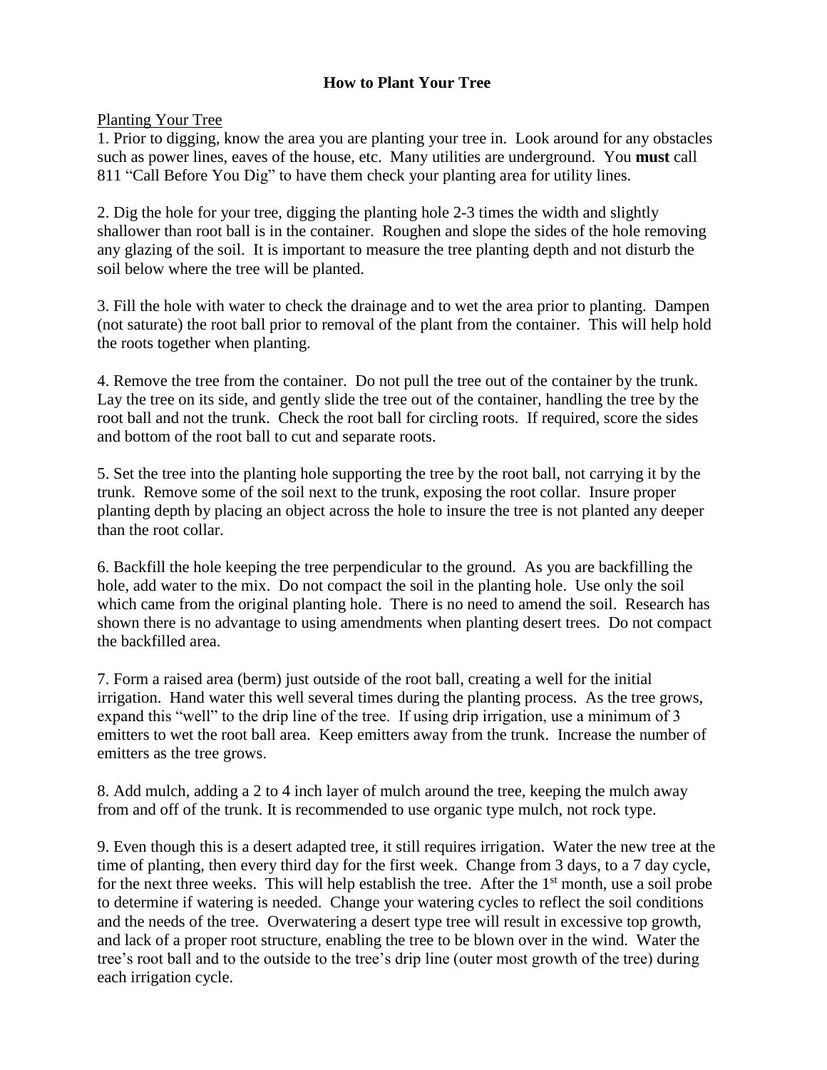# How to Plant Your Tree

Planting Your Tree

1. Prior to digging, know the area you are planting your tree in. Look around for any obstacles such as power lines, eaves of the house, etc. Many utilities are underground. You **must** call 811 "Call Before You Dig" to have them check your planting area for utility lines.

2. Dig the hole for your tree, digging the planting hole 2-3 times the width and slightly shallower than root ball is in the container. Roughen and slope the sides of the hole removing any glazing of the soil. It is important to measure the tree planting depth and not disturb the soil below where the tree will be planted.

3. Fill the hole with water to check the drainage and to wet the area prior to planting. Dampen (not saturate) the root ball prior to removal of the plant from the container. This will help hold the roots together when planting.

4. Remove the tree from the container. Do not pull the tree out of the container by the trunk. Lay the tree on its side, and gently slide the tree out of the container, handling the tree by the root ball and not the trunk. Check the root ball for circling roots. If required, score the sides and bottom of the root ball to cut and separate roots.

5. Set the tree into the planting hole supporting the tree by the root ball, not carrying it by the trunk. Remove some of the soil next to the trunk, exposing the root collar. Insure proper planting depth by placing an object across the hole to insure the tree is not planted any deeper than the root collar.

6. Backfill the hole keeping the tree perpendicular to the ground. As you are backfilling the hole, add water to the mix. Do not compact the soil in the planting hole. Use only the soil which came from the original planting hole. There is no need to amend the soil. Research has shown there is no advantage to using amendments when planting desert trees. Do not compact the backfilled area.

7. Form a raised area (berm) just outside of the root ball, creating a well for the initial irrigation. Hand water this well several times during the planting process. As the tree grows, expand this "well" to the drip line of the tree. If using drip irrigation, use a minimum of 3 emitters to wet the root ball area. Keep emitters away from the trunk. Increase the number of emitters as the tree grows.

8. Add mulch, adding a 2 to 4 inch layer of mulch around the tree, keeping the mulch away from and off of the trunk. It is recommended to use organic type mulch, not rock type.

9. Even though this is a desert adapted tree, it still requires irrigation. Water the new tree at the time of planting, then every third day for the first week. Change from 3 days, to a 7 day cycle, for the next three weeks. This will help establish the tree. After the 1st month, use a soil probe to determine if watering is needed. Change your watering cycles to reflect the soil conditions and the needs of the tree. Overwatering a desert type tree will result in excessive top growth, and lack of a proper root structure, enabling the tree to be blown over in the wind. Water the tree's root ball and to the outside to the tree's drip line (outer most growth of the tree) during each irrigation cycle.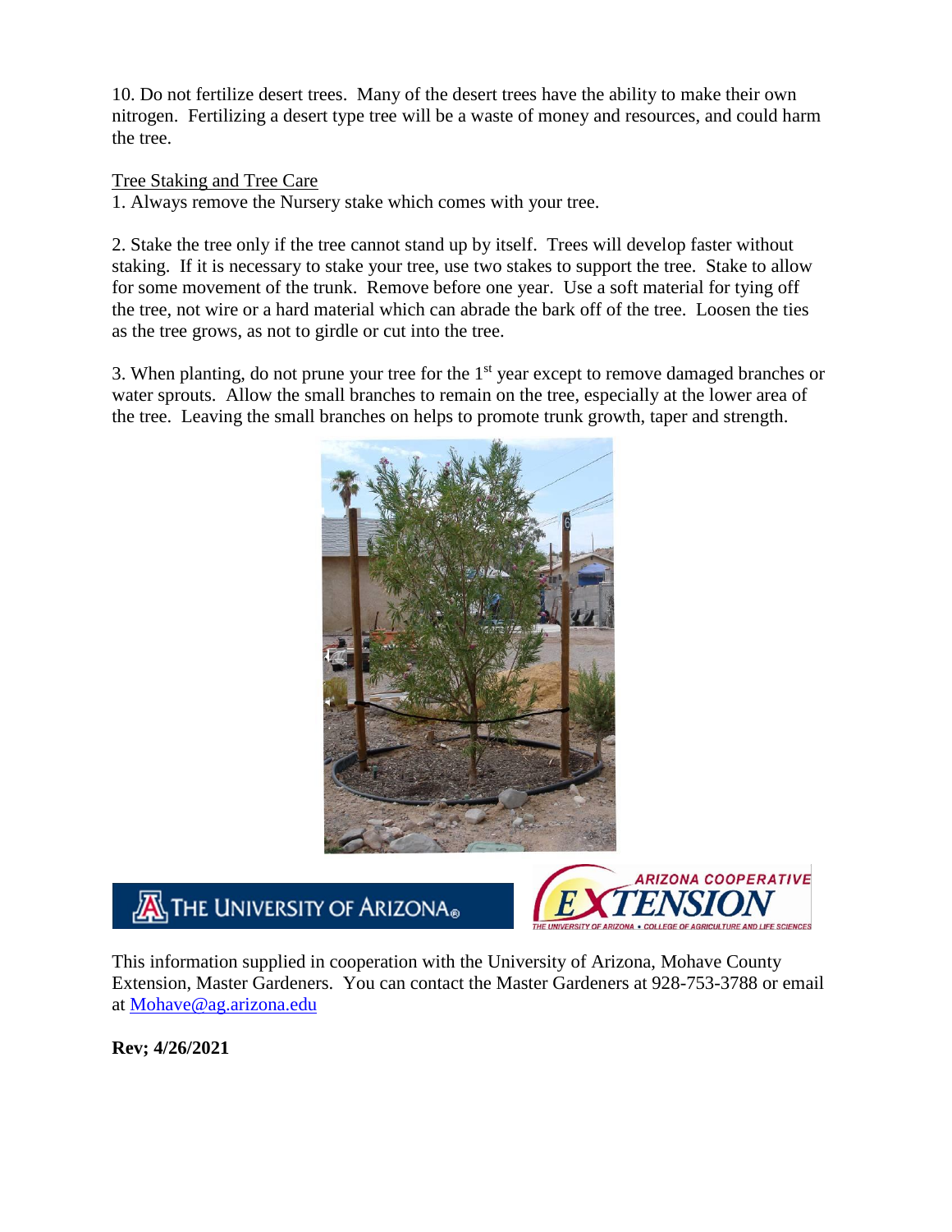10. Do not fertilize desert trees. Many of the desert trees have the ability to make their own nitrogen. Fertilizing a desert type tree will be a waste of money and resources, and could harm the tree.

Tree Staking and Tree Care

1. Always remove the Nursery stake which comes with your tree.

2. Stake the tree only if the tree cannot stand up by itself. Trees will develop faster without staking. If it is necessary to stake your tree, use two stakes to support the tree. Stake to allow for some movement of the trunk. Remove before one year. Use a soft material for tying off the tree, not wire or a hard material which can abrade the bark off of the tree. Loosen the ties as the tree grows, as not to girdle or cut into the tree.

3. When planting, do not prune your tree for the 1st year except to remove damaged branches or water sprouts. Allow the small branches to remain on the tree, especially at the lower area of the tree. Leaving the small branches on helps to promote trunk growth, taper and strength.

THE UNIVERSITY OF ARIZONA®

ARIZONA COOPERATIVE EXTENSION
THE UNIVERSITY OF ARIZONA • COLLEGE OF AGRICULTURE AND LIFE SCIENCES

This information supplied in cooperation with the University of Arizona, Mohave County Extension, Master Gardeners. You can contact the Master Gardeners at 928-753-3788 or email at Mohave@ag.arizona.edu

**Rev; 4/26/2021**